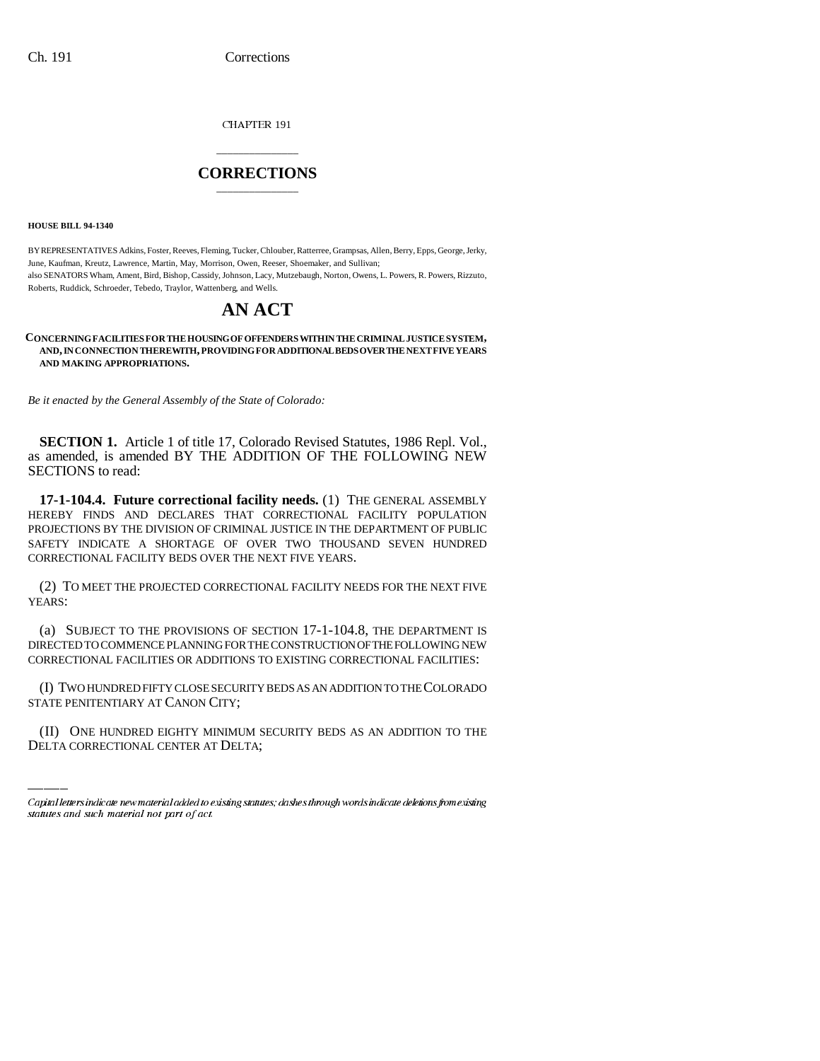CHAPTER 191

# CORRECTIONS

**HOUSE BILL 94-1340**

BY REPRESENTATIVES Adkins, Foster, Reeves, Fleming, Tucker, Chlouber, Ratterree, Grampsas, Allen, Berry, Epps, George, Jerky, June, Kaufman, Kreutz, Lawrence, Martin, May, Morrison, Owen, Reeser, Shoemaker, and Sullivan;
also SENATORS Wham, Ament, Bird, Bishop, Cassidy, Johnson, Lacy, Mutzebaugh, Norton, Owens, L. Powers, R. Powers, Rizzuto, Roberts, Ruddick, Schroeder, Tebedo, Traylor, Wattenberg, and Wells.

# AN ACT

**CONCERNING FACILITIES FOR THE HOUSING OF OFFENDERS WITHIN THE CRIMINAL JUSTICE SYSTEM, AND, IN CONNECTION THEREWITH, PROVIDING FOR ADDITIONAL BEDS OVER THE NEXT FIVE YEARS AND MAKING APPROPRIATIONS.**

*Be it enacted by the General Assembly of the State of Colorado:*

**SECTION 1.** Article 1 of title 17, Colorado Revised Statutes, 1986 Repl. Vol., as amended, is amended BY THE ADDITION OF THE FOLLOWING NEW SECTIONS to read:

**17-1-104.4. Future correctional facility needs.** (1) THE GENERAL ASSEMBLY HEREBY FINDS AND DECLARES THAT CORRECTIONAL FACILITY POPULATION PROJECTIONS BY THE DIVISION OF CRIMINAL JUSTICE IN THE DEPARTMENT OF PUBLIC SAFETY INDICATE A SHORTAGE OF OVER TWO THOUSAND SEVEN HUNDRED CORRECTIONAL FACILITY BEDS OVER THE NEXT FIVE YEARS.

(2) TO MEET THE PROJECTED CORRECTIONAL FACILITY NEEDS FOR THE NEXT FIVE YEARS:

(a) SUBJECT TO THE PROVISIONS OF SECTION 17-1-104.8, THE DEPARTMENT IS DIRECTED TO COMMENCE PLANNING FOR THE CONSTRUCTION OF THE FOLLOWING NEW CORRECTIONAL FACILITIES OR ADDITIONS TO EXISTING CORRECTIONAL FACILITIES:

(I) TWO HUNDRED FIFTY CLOSE SECURITY BEDS AS AN ADDITION TO THE COLORADO STATE PENITENTIARY AT CANON CITY;

(II) ONE HUNDRED EIGHTY MINIMUM SECURITY BEDS AS AN ADDITION TO THE DELTA CORRECTIONAL CENTER AT DELTA;

Capital letters indicate new material added to existing statutes; dashes through words indicate deletions from existing statutes and such material not part of act.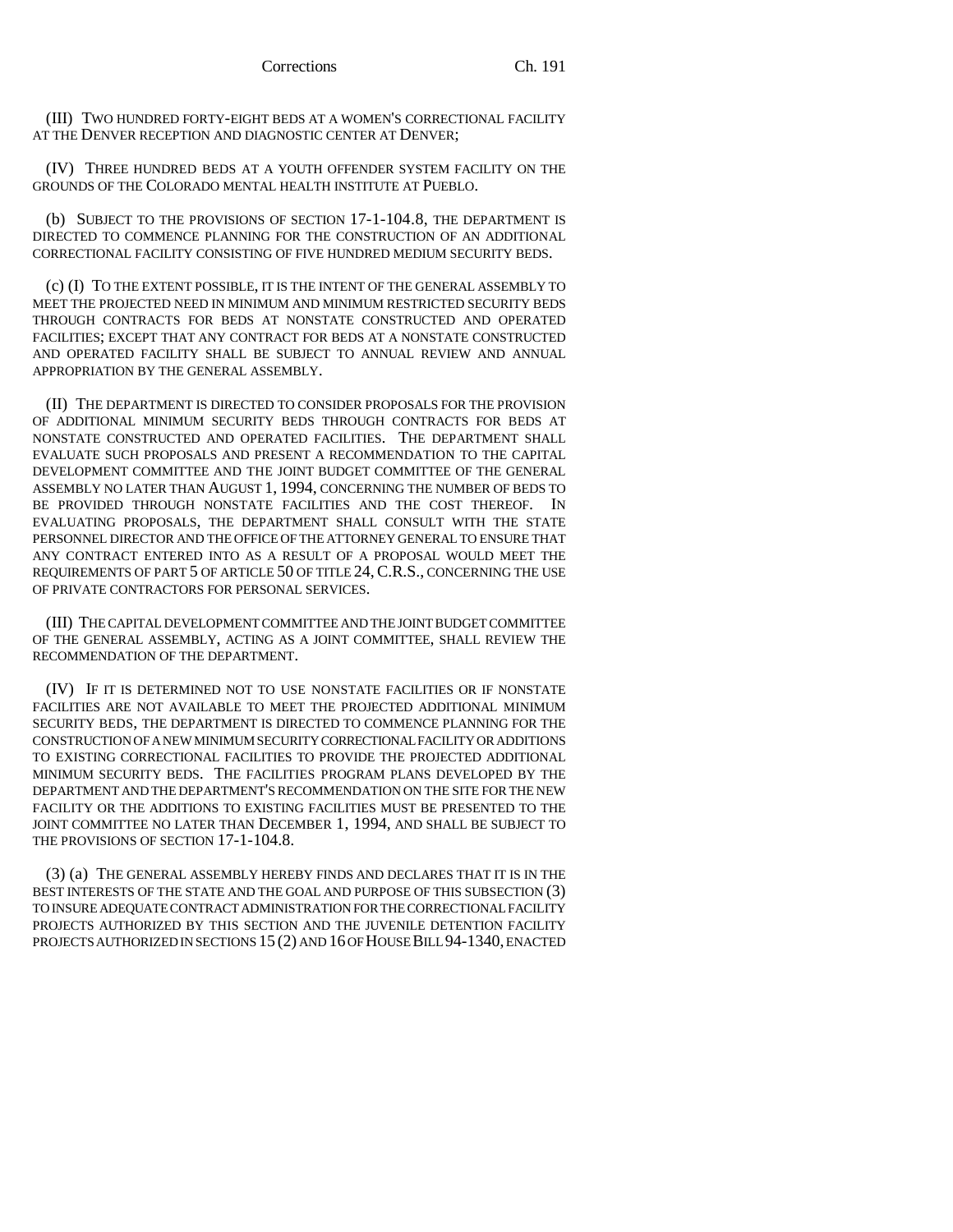(III) TWO HUNDRED FORTY-EIGHT BEDS AT A WOMEN'S CORRECTIONAL FACILITY AT THE DENVER RECEPTION AND DIAGNOSTIC CENTER AT DENVER;

(IV) THREE HUNDRED BEDS AT A YOUTH OFFENDER SYSTEM FACILITY ON THE GROUNDS OF THE COLORADO MENTAL HEALTH INSTITUTE AT PUEBLO.

(b) SUBJECT TO THE PROVISIONS OF SECTION 17-1-104.8, THE DEPARTMENT IS DIRECTED TO COMMENCE PLANNING FOR THE CONSTRUCTION OF AN ADDITIONAL CORRECTIONAL FACILITY CONSISTING OF FIVE HUNDRED MEDIUM SECURITY BEDS.

(c) (I) TO THE EXTENT POSSIBLE, IT IS THE INTENT OF THE GENERAL ASSEMBLY TO MEET THE PROJECTED NEED IN MINIMUM AND MINIMUM RESTRICTED SECURITY BEDS THROUGH CONTRACTS FOR BEDS AT NONSTATE CONSTRUCTED AND OPERATED FACILITIES; EXCEPT THAT ANY CONTRACT FOR BEDS AT A NONSTATE CONSTRUCTED AND OPERATED FACILITY SHALL BE SUBJECT TO ANNUAL REVIEW AND ANNUAL APPROPRIATION BY THE GENERAL ASSEMBLY.

(II) THE DEPARTMENT IS DIRECTED TO CONSIDER PROPOSALS FOR THE PROVISION OF ADDITIONAL MINIMUM SECURITY BEDS THROUGH CONTRACTS FOR BEDS AT NONSTATE CONSTRUCTED AND OPERATED FACILITIES. THE DEPARTMENT SHALL EVALUATE SUCH PROPOSALS AND PRESENT A RECOMMENDATION TO THE CAPITAL DEVELOPMENT COMMITTEE AND THE JOINT BUDGET COMMITTEE OF THE GENERAL ASSEMBLY NO LATER THAN AUGUST 1, 1994, CONCERNING THE NUMBER OF BEDS TO BE PROVIDED THROUGH NONSTATE FACILITIES AND THE COST THEREOF. IN EVALUATING PROPOSALS, THE DEPARTMENT SHALL CONSULT WITH THE STATE PERSONNEL DIRECTOR AND THE OFFICE OF THE ATTORNEY GENERAL TO ENSURE THAT ANY CONTRACT ENTERED INTO AS A RESULT OF A PROPOSAL WOULD MEET THE REQUIREMENTS OF PART 5 OF ARTICLE 50 OF TITLE 24, C.R.S., CONCERNING THE USE OF PRIVATE CONTRACTORS FOR PERSONAL SERVICES.

(III) THE CAPITAL DEVELOPMENT COMMITTEE AND THE JOINT BUDGET COMMITTEE OF THE GENERAL ASSEMBLY, ACTING AS A JOINT COMMITTEE, SHALL REVIEW THE RECOMMENDATION OF THE DEPARTMENT.

(IV) IF IT IS DETERMINED NOT TO USE NONSTATE FACILITIES OR IF NONSTATE FACILITIES ARE NOT AVAILABLE TO MEET THE PROJECTED ADDITIONAL MINIMUM SECURITY BEDS, THE DEPARTMENT IS DIRECTED TO COMMENCE PLANNING FOR THE CONSTRUCTION OF A NEW MINIMUM SECURITY CORRECTIONAL FACILITY OR ADDITIONS TO EXISTING CORRECTIONAL FACILITIES TO PROVIDE THE PROJECTED ADDITIONAL MINIMUM SECURITY BEDS. THE FACILITIES PROGRAM PLANS DEVELOPED BY THE DEPARTMENT AND THE DEPARTMENT'S RECOMMENDATION ON THE SITE FOR THE NEW FACILITY OR THE ADDITIONS TO EXISTING FACILITIES MUST BE PRESENTED TO THE JOINT COMMITTEE NO LATER THAN DECEMBER 1, 1994, AND SHALL BE SUBJECT TO THE PROVISIONS OF SECTION 17-1-104.8.

(3) (a) THE GENERAL ASSEMBLY HEREBY FINDS AND DECLARES THAT IT IS IN THE BEST INTERESTS OF THE STATE AND THE GOAL AND PURPOSE OF THIS SUBSECTION (3) TO INSURE ADEQUATE CONTRACT ADMINISTRATION FOR THE CORRECTIONAL FACILITY PROJECTS AUTHORIZED BY THIS SECTION AND THE JUVENILE DETENTION FACILITY PROJECTS AUTHORIZED IN SECTIONS 15 (2) AND 16 OF HOUSE BILL 94-1340, ENACTED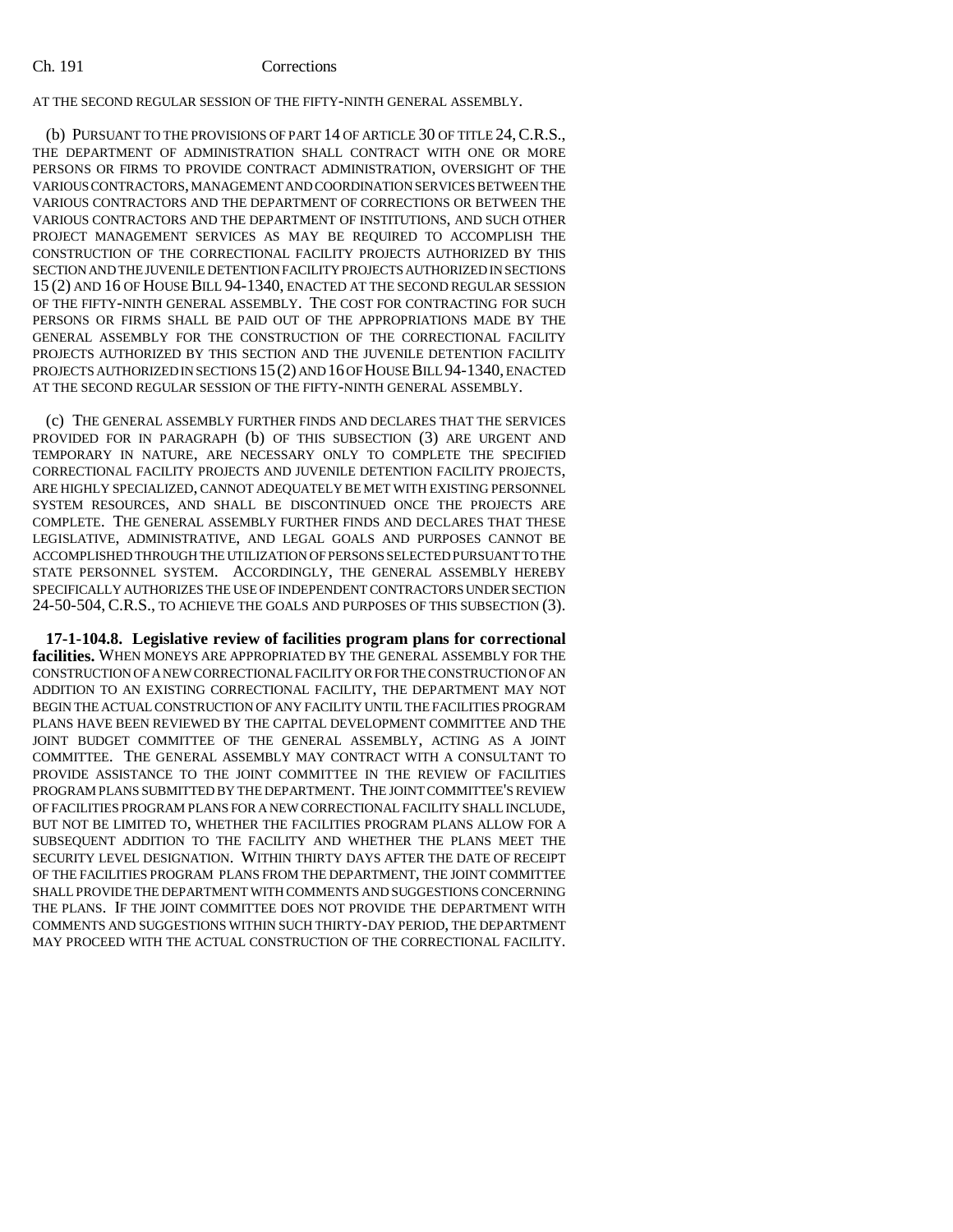AT THE SECOND REGULAR SESSION OF THE FIFTY-NINTH GENERAL ASSEMBLY.

(b) PURSUANT TO THE PROVISIONS OF PART 14 OF ARTICLE 30 OF TITLE 24, C.R.S., THE DEPARTMENT OF ADMINISTRATION SHALL CONTRACT WITH ONE OR MORE PERSONS OR FIRMS TO PROVIDE CONTRACT ADMINISTRATION, OVERSIGHT OF THE VARIOUS CONTRACTORS, MANAGEMENT AND COORDINATION SERVICES BETWEEN THE VARIOUS CONTRACTORS AND THE DEPARTMENT OF CORRECTIONS OR BETWEEN THE VARIOUS CONTRACTORS AND THE DEPARTMENT OF INSTITUTIONS, AND SUCH OTHER PROJECT MANAGEMENT SERVICES AS MAY BE REQUIRED TO ACCOMPLISH THE CONSTRUCTION OF THE CORRECTIONAL FACILITY PROJECTS AUTHORIZED BY THIS SECTION AND THE JUVENILE DETENTION FACILITY PROJECTS AUTHORIZED IN SECTIONS 15 (2) AND 16 OF HOUSE BILL 94-1340, ENACTED AT THE SECOND REGULAR SESSION OF THE FIFTY-NINTH GENERAL ASSEMBLY. THE COST FOR CONTRACTING FOR SUCH PERSONS OR FIRMS SHALL BE PAID OUT OF THE APPROPRIATIONS MADE BY THE GENERAL ASSEMBLY FOR THE CONSTRUCTION OF THE CORRECTIONAL FACILITY PROJECTS AUTHORIZED BY THIS SECTION AND THE JUVENILE DETENTION FACILITY PROJECTS AUTHORIZED IN SECTIONS 15 (2) AND 16 OF HOUSE BILL 94-1340, ENACTED AT THE SECOND REGULAR SESSION OF THE FIFTY-NINTH GENERAL ASSEMBLY.

(c) THE GENERAL ASSEMBLY FURTHER FINDS AND DECLARES THAT THE SERVICES PROVIDED FOR IN PARAGRAPH (b) OF THIS SUBSECTION (3) ARE URGENT AND TEMPORARY IN NATURE, ARE NECESSARY ONLY TO COMPLETE THE SPECIFIED CORRECTIONAL FACILITY PROJECTS AND JUVENILE DETENTION FACILITY PROJECTS, ARE HIGHLY SPECIALIZED, CANNOT ADEQUATELY BE MET WITH EXISTING PERSONNEL SYSTEM RESOURCES, AND SHALL BE DISCONTINUED ONCE THE PROJECTS ARE COMPLETE. THE GENERAL ASSEMBLY FURTHER FINDS AND DECLARES THAT THESE LEGISLATIVE, ADMINISTRATIVE, AND LEGAL GOALS AND PURPOSES CANNOT BE ACCOMPLISHED THROUGH THE UTILIZATION OF PERSONS SELECTED PURSUANT TO THE STATE PERSONNEL SYSTEM. ACCORDINGLY, THE GENERAL ASSEMBLY HEREBY SPECIFICALLY AUTHORIZES THE USE OF INDEPENDENT CONTRACTORS UNDER SECTION 24-50-504, C.R.S., TO ACHIEVE THE GOALS AND PURPOSES OF THIS SUBSECTION (3).

**17-1-104.8. Legislative review of facilities program plans for correctional facilities.** WHEN MONEYS ARE APPROPRIATED BY THE GENERAL ASSEMBLY FOR THE CONSTRUCTION OF A NEW CORRECTIONAL FACILITY OR FOR THE CONSTRUCTION OF AN ADDITION TO AN EXISTING CORRECTIONAL FACILITY, THE DEPARTMENT MAY NOT BEGIN THE ACTUAL CONSTRUCTION OF ANY FACILITY UNTIL THE FACILITIES PROGRAM PLANS HAVE BEEN REVIEWED BY THE CAPITAL DEVELOPMENT COMMITTEE AND THE JOINT BUDGET COMMITTEE OF THE GENERAL ASSEMBLY, ACTING AS A JOINT COMMITTEE. THE GENERAL ASSEMBLY MAY CONTRACT WITH A CONSULTANT TO PROVIDE ASSISTANCE TO THE JOINT COMMITTEE IN THE REVIEW OF FACILITIES PROGRAM PLANS SUBMITTED BY THE DEPARTMENT. THE JOINT COMMITTEE'S REVIEW OF FACILITIES PROGRAM PLANS FOR A NEW CORRECTIONAL FACILITY SHALL INCLUDE, BUT NOT BE LIMITED TO, WHETHER THE FACILITIES PROGRAM PLANS ALLOW FOR A SUBSEQUENT ADDITION TO THE FACILITY AND WHETHER THE PLANS MEET THE SECURITY LEVEL DESIGNATION. WITHIN THIRTY DAYS AFTER THE DATE OF RECEIPT OF THE FACILITIES PROGRAM PLANS FROM THE DEPARTMENT, THE JOINT COMMITTEE SHALL PROVIDE THE DEPARTMENT WITH COMMENTS AND SUGGESTIONS CONCERNING THE PLANS. IF THE JOINT COMMITTEE DOES NOT PROVIDE THE DEPARTMENT WITH COMMENTS AND SUGGESTIONS WITHIN SUCH THIRTY-DAY PERIOD, THE DEPARTMENT MAY PROCEED WITH THE ACTUAL CONSTRUCTION OF THE CORRECTIONAL FACILITY.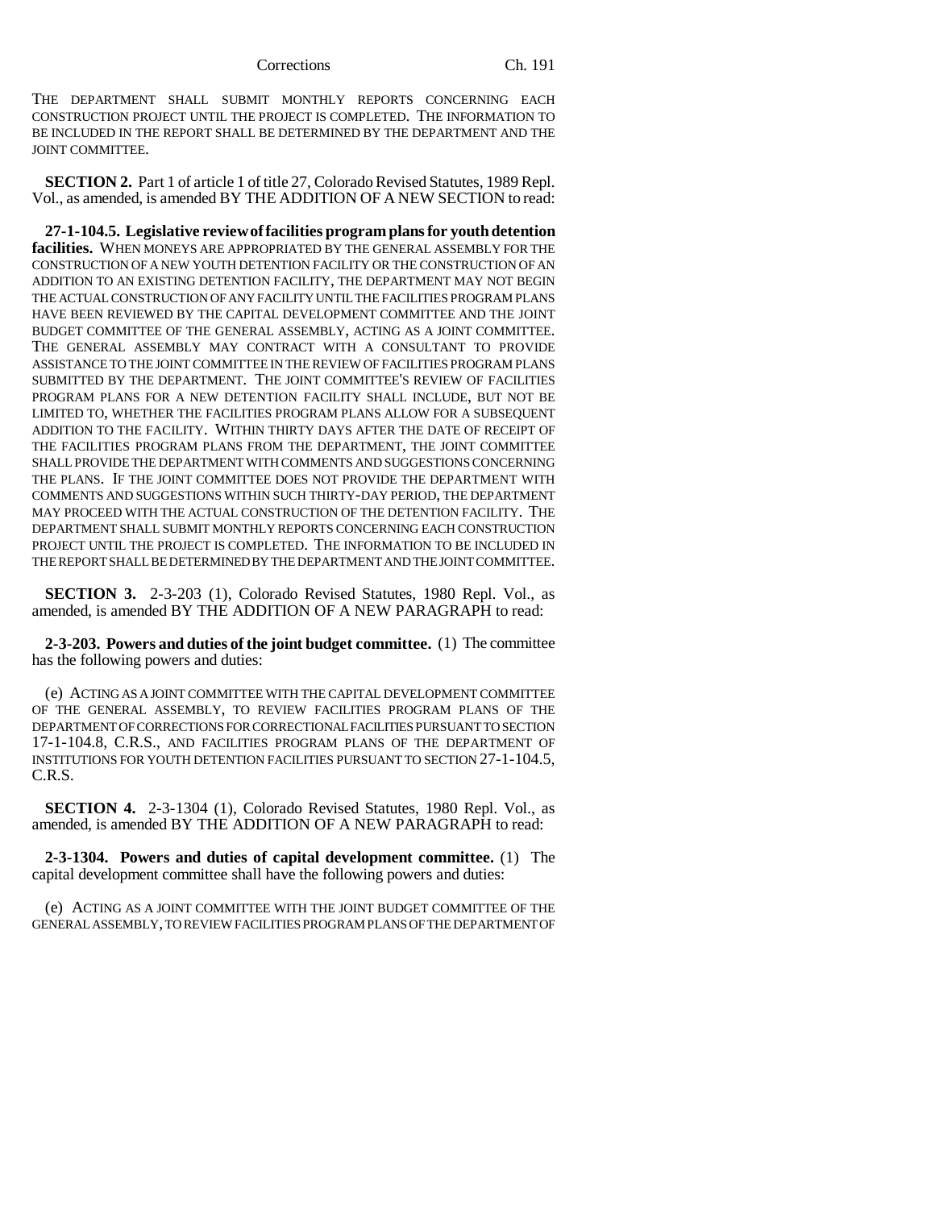THE DEPARTMENT SHALL SUBMIT MONTHLY REPORTS CONCERNING EACH CONSTRUCTION PROJECT UNTIL THE PROJECT IS COMPLETED. THE INFORMATION TO BE INCLUDED IN THE REPORT SHALL BE DETERMINED BY THE DEPARTMENT AND THE JOINT COMMITTEE.

**SECTION 2.** Part 1 of article 1 of title 27, Colorado Revised Statutes, 1989 Repl. Vol., as amended, is amended BY THE ADDITION OF A NEW SECTION to read:

**27-1-104.5. Legislative review of facilities program plans for youth detention facilities.** WHEN MONEYS ARE APPROPRIATED BY THE GENERAL ASSEMBLY FOR THE CONSTRUCTION OF A NEW YOUTH DETENTION FACILITY OR THE CONSTRUCTION OF AN ADDITION TO AN EXISTING DETENTION FACILITY, THE DEPARTMENT MAY NOT BEGIN THE ACTUAL CONSTRUCTION OF ANY FACILITY UNTIL THE FACILITIES PROGRAM PLANS HAVE BEEN REVIEWED BY THE CAPITAL DEVELOPMENT COMMITTEE AND THE JOINT BUDGET COMMITTEE OF THE GENERAL ASSEMBLY, ACTING AS A JOINT COMMITTEE. THE GENERAL ASSEMBLY MAY CONTRACT WITH A CONSULTANT TO PROVIDE ASSISTANCE TO THE JOINT COMMITTEE IN THE REVIEW OF FACILITIES PROGRAM PLANS SUBMITTED BY THE DEPARTMENT. THE JOINT COMMITTEE'S REVIEW OF FACILITIES PROGRAM PLANS FOR A NEW DETENTION FACILITY SHALL INCLUDE, BUT NOT BE LIMITED TO, WHETHER THE FACILITIES PROGRAM PLANS ALLOW FOR A SUBSEQUENT ADDITION TO THE FACILITY. WITHIN THIRTY DAYS AFTER THE DATE OF RECEIPT OF THE FACILITIES PROGRAM PLANS FROM THE DEPARTMENT, THE JOINT COMMITTEE SHALL PROVIDE THE DEPARTMENT WITH COMMENTS AND SUGGESTIONS CONCERNING THE PLANS. IF THE JOINT COMMITTEE DOES NOT PROVIDE THE DEPARTMENT WITH COMMENTS AND SUGGESTIONS WITHIN SUCH THIRTY-DAY PERIOD, THE DEPARTMENT MAY PROCEED WITH THE ACTUAL CONSTRUCTION OF THE DETENTION FACILITY. THE DEPARTMENT SHALL SUBMIT MONTHLY REPORTS CONCERNING EACH CONSTRUCTION PROJECT UNTIL THE PROJECT IS COMPLETED. THE INFORMATION TO BE INCLUDED IN THE REPORT SHALL BE DETERMINED BY THE DEPARTMENT AND THE JOINT COMMITTEE.

**SECTION 3.** 2-3-203 (1), Colorado Revised Statutes, 1980 Repl. Vol., as amended, is amended BY THE ADDITION OF A NEW PARAGRAPH to read:

**2-3-203. Powers and duties of the joint budget committee.** (1) The committee has the following powers and duties:

(e) ACTING AS A JOINT COMMITTEE WITH THE CAPITAL DEVELOPMENT COMMITTEE OF THE GENERAL ASSEMBLY, TO REVIEW FACILITIES PROGRAM PLANS OF THE DEPARTMENT OF CORRECTIONS FOR CORRECTIONAL FACILITIES PURSUANT TO SECTION 17-1-104.8, C.R.S., AND FACILITIES PROGRAM PLANS OF THE DEPARTMENT OF INSTITUTIONS FOR YOUTH DETENTION FACILITIES PURSUANT TO SECTION 27-1-104.5, C.R.S.

**SECTION 4.** 2-3-1304 (1), Colorado Revised Statutes, 1980 Repl. Vol., as amended, is amended BY THE ADDITION OF A NEW PARAGRAPH to read:

**2-3-1304. Powers and duties of capital development committee.** (1) The capital development committee shall have the following powers and duties:

(e) ACTING AS A JOINT COMMITTEE WITH THE JOINT BUDGET COMMITTEE OF THE GENERAL ASSEMBLY, TO REVIEW FACILITIES PROGRAM PLANS OF THE DEPARTMENT OF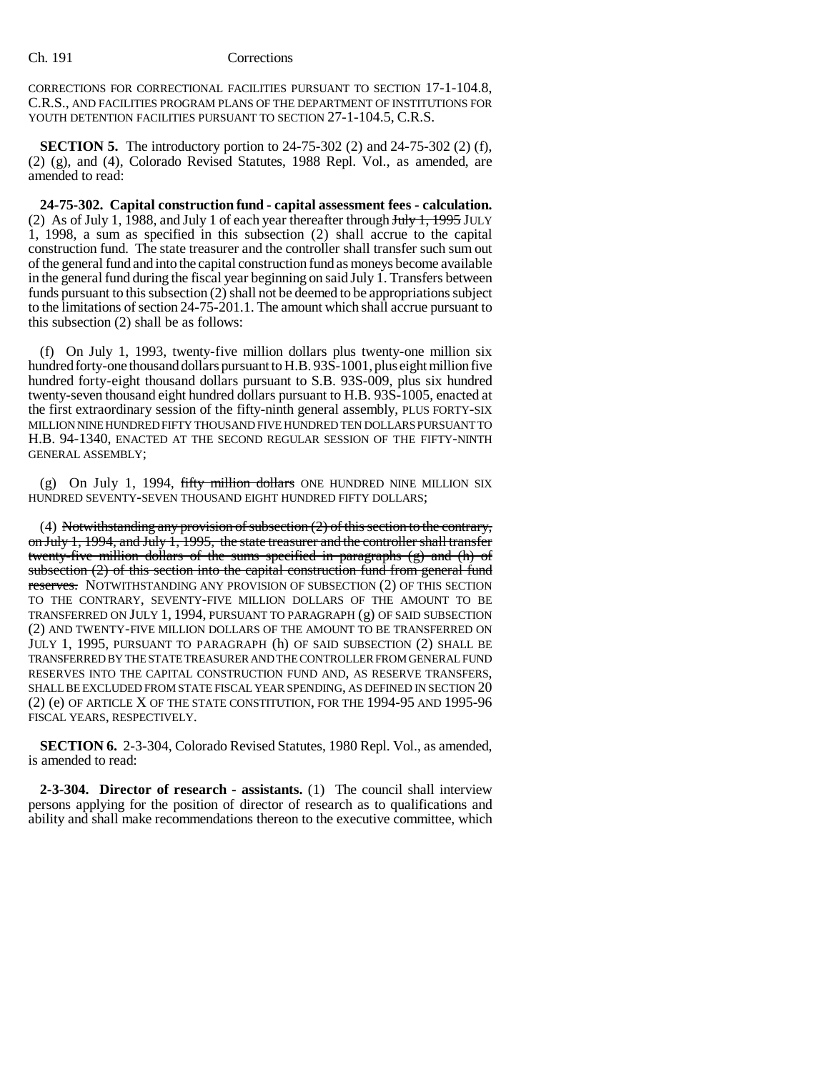CORRECTIONS FOR CORRECTIONAL FACILITIES PURSUANT TO SECTION 17-1-104.8, C.R.S., AND FACILITIES PROGRAM PLANS OF THE DEPARTMENT OF INSTITUTIONS FOR YOUTH DETENTION FACILITIES PURSUANT TO SECTION 27-1-104.5, C.R.S.

**SECTION 5.** The introductory portion to 24-75-302 (2) and 24-75-302 (2) (f), (2) (g), and (4), Colorado Revised Statutes, 1988 Repl. Vol., as amended, are amended to read:

**24-75-302. Capital construction fund - capital assessment fees - calculation.** (2) As of July 1, 1988, and July 1 of each year thereafter through ~~July 1, 1995~~ JULY 1, 1998, a sum as specified in this subsection (2) shall accrue to the capital construction fund. The state treasurer and the controller shall transfer such sum out of the general fund and into the capital construction fund as moneys become available in the general fund during the fiscal year beginning on said July 1. Transfers between funds pursuant to this subsection (2) shall not be deemed to be appropriations subject to the limitations of section 24-75-201.1. The amount which shall accrue pursuant to this subsection (2) shall be as follows:

(f) On July 1, 1993, twenty-five million dollars plus twenty-one million six hundred forty-one thousand dollars pursuant to H.B. 93S-1001, plus eight million five hundred forty-eight thousand dollars pursuant to S.B. 93S-009, plus six hundred twenty-seven thousand eight hundred dollars pursuant to H.B. 93S-1005, enacted at the first extraordinary session of the fifty-ninth general assembly, PLUS FORTY-SIX MILLION NINE HUNDRED FIFTY THOUSAND FIVE HUNDRED TEN DOLLARS PURSUANT TO H.B. 94-1340, ENACTED AT THE SECOND REGULAR SESSION OF THE FIFTY-NINTH GENERAL ASSEMBLY;

(g) On July 1, 1994, ~~fifty million dollars~~ ONE HUNDRED NINE MILLION SIX HUNDRED SEVENTY-SEVEN THOUSAND EIGHT HUNDRED FIFTY DOLLARS;

(4) ~~Notwithstanding any provision of subsection (2) of this section to the contrary, on July 1, 1994, and July 1, 1995, the state treasurer and the controller shall transfer twenty-five million dollars of the sums specified in paragraphs (g) and (h) of subsection (2) of this section into the capital construction fund from general fund reserves.~~ NOTWITHSTANDING ANY PROVISION OF SUBSECTION (2) OF THIS SECTION TO THE CONTRARY, SEVENTY-FIVE MILLION DOLLARS OF THE AMOUNT TO BE TRANSFERRED ON JULY 1, 1994, PURSUANT TO PARAGRAPH (g) OF SAID SUBSECTION (2) AND TWENTY-FIVE MILLION DOLLARS OF THE AMOUNT TO BE TRANSFERRED ON JULY 1, 1995, PURSUANT TO PARAGRAPH (h) OF SAID SUBSECTION (2) SHALL BE TRANSFERRED BY THE STATE TREASURER AND THE CONTROLLER FROM GENERAL FUND RESERVES INTO THE CAPITAL CONSTRUCTION FUND AND, AS RESERVE TRANSFERS, SHALL BE EXCLUDED FROM STATE FISCAL YEAR SPENDING, AS DEFINED IN SECTION 20 (2) (e) OF ARTICLE X OF THE STATE CONSTITUTION, FOR THE 1994-95 AND 1995-96 FISCAL YEARS, RESPECTIVELY.

**SECTION 6.** 2-3-304, Colorado Revised Statutes, 1980 Repl. Vol., as amended, is amended to read:

**2-3-304. Director of research - assistants.** (1) The council shall interview persons applying for the position of director of research as to qualifications and ability and shall make recommendations thereon to the executive committee, which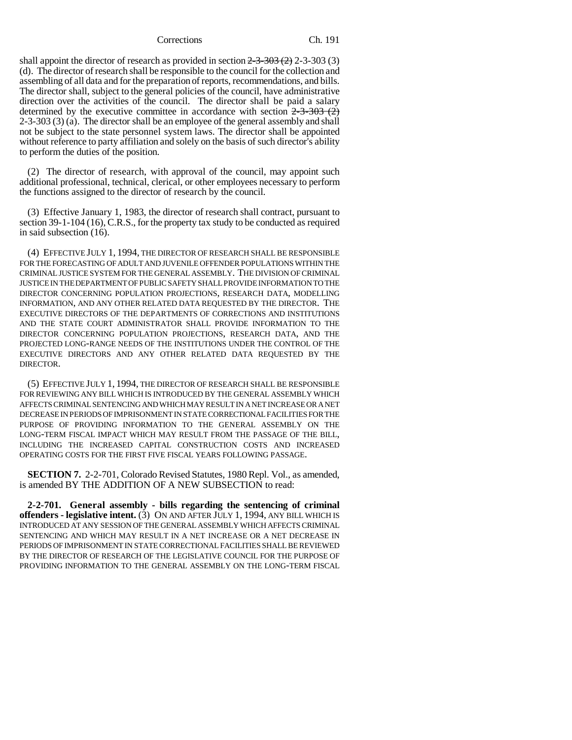shall appoint the director of research as provided in section ~~2-3-303 (2)~~ 2-3-303 (3) (d). The director of research shall be responsible to the council for the collection and assembling of all data and for the preparation of reports, recommendations, and bills. The director shall, subject to the general policies of the council, have administrative direction over the activities of the council. The director shall be paid a salary determined by the executive committee in accordance with section ~~2-3-303 (2)~~ 2-3-303 (3) (a). The director shall be an employee of the general assembly and shall not be subject to the state personnel system laws. The director shall be appointed without reference to party affiliation and solely on the basis of such director's ability to perform the duties of the position.

(2) The director of research, with approval of the council, may appoint such additional professional, technical, clerical, or other employees necessary to perform the functions assigned to the director of research by the council.

(3) Effective January 1, 1983, the director of research shall contract, pursuant to section 39-1-104 (16), C.R.S., for the property tax study to be conducted as required in said subsection (16).

(4) EFFECTIVE JULY 1, 1994, THE DIRECTOR OF RESEARCH SHALL BE RESPONSIBLE FOR THE FORECASTING OF ADULT AND JUVENILE OFFENDER POPULATIONS WITHIN THE CRIMINAL JUSTICE SYSTEM FOR THE GENERAL ASSEMBLY. THE DIVISION OF CRIMINAL JUSTICE IN THE DEPARTMENT OF PUBLIC SAFETY SHALL PROVIDE INFORMATION TO THE DIRECTOR CONCERNING POPULATION PROJECTIONS, RESEARCH DATA, MODELLING INFORMATION, AND ANY OTHER RELATED DATA REQUESTED BY THE DIRECTOR. THE EXECUTIVE DIRECTORS OF THE DEPARTMENTS OF CORRECTIONS AND INSTITUTIONS AND THE STATE COURT ADMINISTRATOR SHALL PROVIDE INFORMATION TO THE DIRECTOR CONCERNING POPULATION PROJECTIONS, RESEARCH DATA, AND THE PROJECTED LONG-RANGE NEEDS OF THE INSTITUTIONS UNDER THE CONTROL OF THE EXECUTIVE DIRECTORS AND ANY OTHER RELATED DATA REQUESTED BY THE DIRECTOR.

(5) EFFECTIVE JULY 1, 1994, THE DIRECTOR OF RESEARCH SHALL BE RESPONSIBLE FOR REVIEWING ANY BILL WHICH IS INTRODUCED BY THE GENERAL ASSEMBLY WHICH AFFECTS CRIMINAL SENTENCING AND WHICH MAY RESULT IN A NET INCREASE OR A NET DECREASE IN PERIODS OF IMPRISONMENT IN STATE CORRECTIONAL FACILITIES FOR THE PURPOSE OF PROVIDING INFORMATION TO THE GENERAL ASSEMBLY ON THE LONG-TERM FISCAL IMPACT WHICH MAY RESULT FROM THE PASSAGE OF THE BILL, INCLUDING THE INCREASED CAPITAL CONSTRUCTION COSTS AND INCREASED OPERATING COSTS FOR THE FIRST FIVE FISCAL YEARS FOLLOWING PASSAGE.

**SECTION 7.** 2-2-701, Colorado Revised Statutes, 1980 Repl. Vol., as amended, is amended BY THE ADDITION OF A NEW SUBSECTION to read:

**2-2-701. General assembly - bills regarding the sentencing of criminal offenders - legislative intent.** (3) ON AND AFTER JULY 1, 1994, ANY BILL WHICH IS INTRODUCED AT ANY SESSION OF THE GENERAL ASSEMBLY WHICH AFFECTS CRIMINAL SENTENCING AND WHICH MAY RESULT IN A NET INCREASE OR A NET DECREASE IN PERIODS OF IMPRISONMENT IN STATE CORRECTIONAL FACILITIES SHALL BE REVIEWED BY THE DIRECTOR OF RESEARCH OF THE LEGISLATIVE COUNCIL FOR THE PURPOSE OF PROVIDING INFORMATION TO THE GENERAL ASSEMBLY ON THE LONG-TERM FISCAL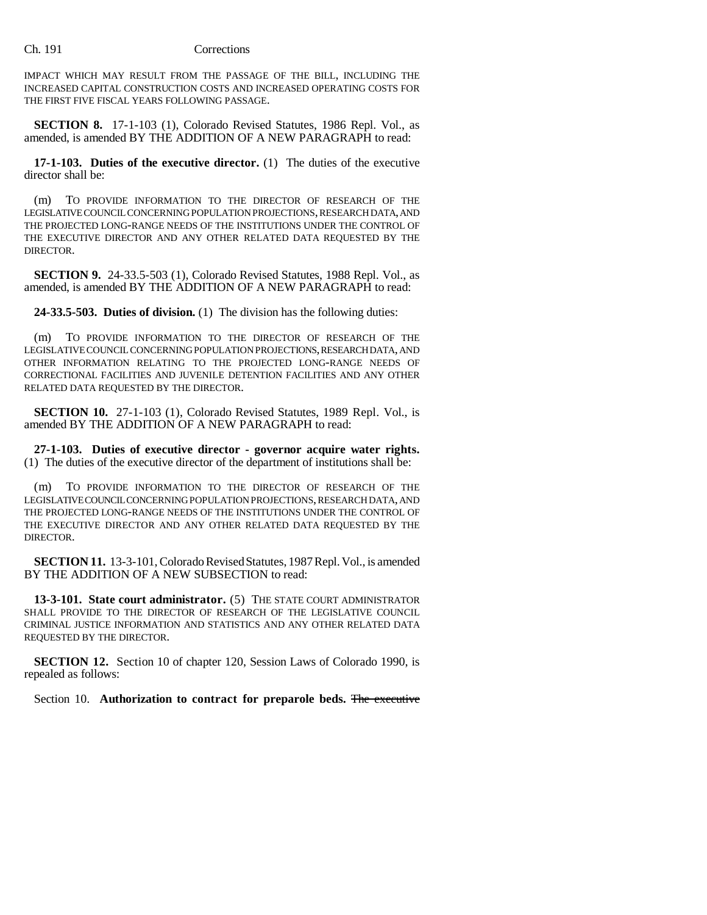IMPACT WHICH MAY RESULT FROM THE PASSAGE OF THE BILL, INCLUDING THE INCREASED CAPITAL CONSTRUCTION COSTS AND INCREASED OPERATING COSTS FOR THE FIRST FIVE FISCAL YEARS FOLLOWING PASSAGE.

**SECTION 8.** 17-1-103 (1), Colorado Revised Statutes, 1986 Repl. Vol., as amended, is amended BY THE ADDITION OF A NEW PARAGRAPH to read:

**17-1-103. Duties of the executive director.** (1) The duties of the executive director shall be:

(m) TO PROVIDE INFORMATION TO THE DIRECTOR OF RESEARCH OF THE LEGISLATIVE COUNCIL CONCERNING POPULATION PROJECTIONS, RESEARCH DATA, AND THE PROJECTED LONG-RANGE NEEDS OF THE INSTITUTIONS UNDER THE CONTROL OF THE EXECUTIVE DIRECTOR AND ANY OTHER RELATED DATA REQUESTED BY THE DIRECTOR.

**SECTION 9.** 24-33.5-503 (1), Colorado Revised Statutes, 1988 Repl. Vol., as amended, is amended BY THE ADDITION OF A NEW PARAGRAPH to read:

**24-33.5-503. Duties of division.** (1) The division has the following duties:

(m) TO PROVIDE INFORMATION TO THE DIRECTOR OF RESEARCH OF THE LEGISLATIVE COUNCIL CONCERNING POPULATION PROJECTIONS, RESEARCH DATA, AND OTHER INFORMATION RELATING TO THE PROJECTED LONG-RANGE NEEDS OF CORRECTIONAL FACILITIES AND JUVENILE DETENTION FACILITIES AND ANY OTHER RELATED DATA REQUESTED BY THE DIRECTOR.

**SECTION 10.** 27-1-103 (1), Colorado Revised Statutes, 1989 Repl. Vol., is amended BY THE ADDITION OF A NEW PARAGRAPH to read:

**27-1-103. Duties of executive director - governor acquire water rights.** (1) The duties of the executive director of the department of institutions shall be:

(m) TO PROVIDE INFORMATION TO THE DIRECTOR OF RESEARCH OF THE LEGISLATIVE COUNCIL CONCERNING POPULATION PROJECTIONS, RESEARCH DATA, AND THE PROJECTED LONG-RANGE NEEDS OF THE INSTITUTIONS UNDER THE CONTROL OF THE EXECUTIVE DIRECTOR AND ANY OTHER RELATED DATA REQUESTED BY THE DIRECTOR.

**SECTION 11.** 13-3-101, Colorado Revised Statutes, 1987 Repl. Vol., is amended BY THE ADDITION OF A NEW SUBSECTION to read:

**13-3-101. State court administrator.** (5) THE STATE COURT ADMINISTRATOR SHALL PROVIDE TO THE DIRECTOR OF RESEARCH OF THE LEGISLATIVE COUNCIL CRIMINAL JUSTICE INFORMATION AND STATISTICS AND ANY OTHER RELATED DATA REQUESTED BY THE DIRECTOR.

**SECTION 12.** Section 10 of chapter 120, Session Laws of Colorado 1990, is repealed as follows:

Section 10. **Authorization to contract for preparole beds.** ~~The executive~~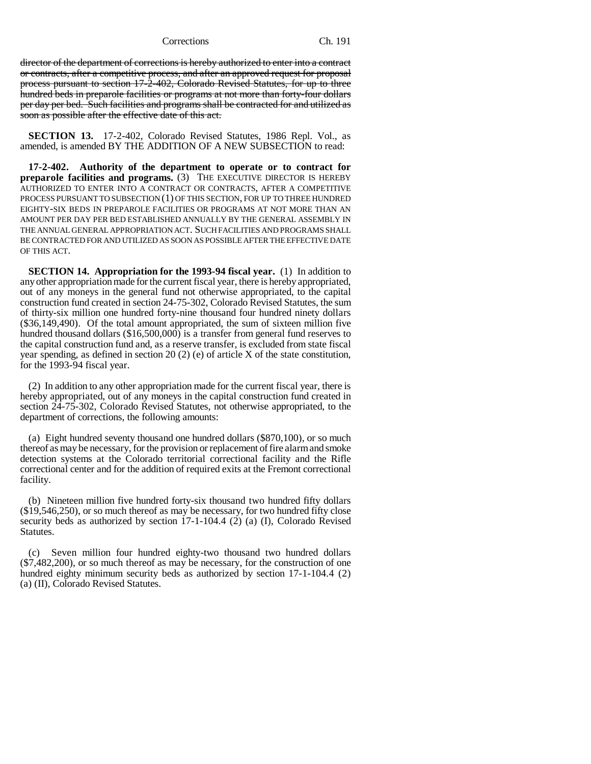~~director of the department of corrections is hereby authorized to enter into a contract or contracts, after a competitive process, and after an approved request for proposal process pursuant to section 17-2-402, Colorado Revised Statutes, for up to three hundred beds in preparole facilities or programs at not more than forty-four dollars per day per bed. Such facilities and programs shall be contracted for and utilized as soon as possible after the effective date of this act.~~

**SECTION 13.** 17-2-402, Colorado Revised Statutes, 1986 Repl. Vol., as amended, is amended BY THE ADDITION OF A NEW SUBSECTION to read:

**17-2-402. Authority of the department to operate or to contract for preparole facilities and programs.** (3) THE EXECUTIVE DIRECTOR IS HEREBY AUTHORIZED TO ENTER INTO A CONTRACT OR CONTRACTS, AFTER A COMPETITIVE PROCESS PURSUANT TO SUBSECTION (1) OF THIS SECTION, FOR UP TO THREE HUNDRED EIGHTY-SIX BEDS IN PREPAROLE FACILITIES OR PROGRAMS AT NOT MORE THAN AN AMOUNT PER DAY PER BED ESTABLISHED ANNUALLY BY THE GENERAL ASSEMBLY IN THE ANNUAL GENERAL APPROPRIATION ACT. SUCH FACILITIES AND PROGRAMS SHALL BE CONTRACTED FOR AND UTILIZED AS SOON AS POSSIBLE AFTER THE EFFECTIVE DATE OF THIS ACT.

**SECTION 14. Appropriation for the 1993-94 fiscal year.** (1) In addition to any other appropriation made for the current fiscal year, there is hereby appropriated, out of any moneys in the general fund not otherwise appropriated, to the capital construction fund created in section 24-75-302, Colorado Revised Statutes, the sum of thirty-six million one hundred forty-nine thousand four hundred ninety dollars ($36,149,490). Of the total amount appropriated, the sum of sixteen million five hundred thousand dollars ($16,500,000) is a transfer from general fund reserves to the capital construction fund and, as a reserve transfer, is excluded from state fiscal year spending, as defined in section 20 (2) (e) of article X of the state constitution, for the 1993-94 fiscal year.

(2) In addition to any other appropriation made for the current fiscal year, there is hereby appropriated, out of any moneys in the capital construction fund created in section 24-75-302, Colorado Revised Statutes, not otherwise appropriated, to the department of corrections, the following amounts:

(a) Eight hundred seventy thousand one hundred dollars ($870,100), or so much thereof as may be necessary, for the provision or replacement of fire alarm and smoke detection systems at the Colorado territorial correctional facility and the Rifle correctional center and for the addition of required exits at the Fremont correctional facility.

(b) Nineteen million five hundred forty-six thousand two hundred fifty dollars ($19,546,250), or so much thereof as may be necessary, for two hundred fifty close security beds as authorized by section 17-1-104.4 (2) (a) (I), Colorado Revised Statutes.

(c) Seven million four hundred eighty-two thousand two hundred dollars ($7,482,200), or so much thereof as may be necessary, for the construction of one hundred eighty minimum security beds as authorized by section 17-1-104.4 (2) (a) (II), Colorado Revised Statutes.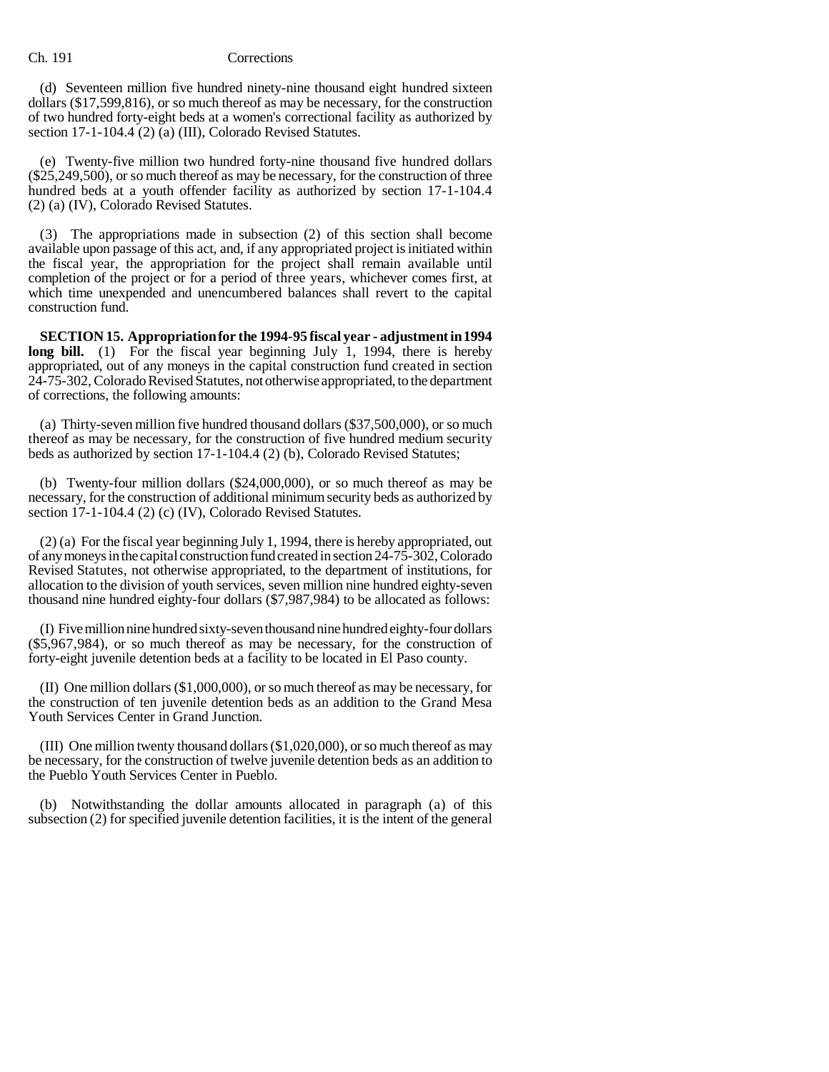(d) Seventeen million five hundred ninety-nine thousand eight hundred sixteen dollars ($17,599,816), or so much thereof as may be necessary, for the construction of two hundred forty-eight beds at a women's correctional facility as authorized by section 17-1-104.4 (2) (a) (III), Colorado Revised Statutes.

(e) Twenty-five million two hundred forty-nine thousand five hundred dollars ($25,249,500), or so much thereof as may be necessary, for the construction of three hundred beds at a youth offender facility as authorized by section 17-1-104.4 (2) (a) (IV), Colorado Revised Statutes.

(3) The appropriations made in subsection (2) of this section shall become available upon passage of this act, and, if any appropriated project is initiated within the fiscal year, the appropriation for the project shall remain available until completion of the project or for a period of three years, whichever comes first, at which time unexpended and unencumbered balances shall revert to the capital construction fund.

**SECTION 15. Appropriation for the 1994-95 fiscal year - adjustment in 1994 long bill.** (1) For the fiscal year beginning July 1, 1994, there is hereby appropriated, out of any moneys in the capital construction fund created in section 24-75-302, Colorado Revised Statutes, not otherwise appropriated, to the department of corrections, the following amounts:

(a) Thirty-seven million five hundred thousand dollars ($37,500,000), or so much thereof as may be necessary, for the construction of five hundred medium security beds as authorized by section 17-1-104.4 (2) (b), Colorado Revised Statutes;

(b) Twenty-four million dollars ($24,000,000), or so much thereof as may be necessary, for the construction of additional minimum security beds as authorized by section 17-1-104.4 (2) (c) (IV), Colorado Revised Statutes.

(2) (a) For the fiscal year beginning July 1, 1994, there is hereby appropriated, out of any moneys in the capital construction fund created in section 24-75-302, Colorado Revised Statutes, not otherwise appropriated, to the department of institutions, for allocation to the division of youth services, seven million nine hundred eighty-seven thousand nine hundred eighty-four dollars ($7,987,984) to be allocated as follows:

(I) Five million nine hundred sixty-seven thousand nine hundred eighty-four dollars ($5,967,984), or so much thereof as may be necessary, for the construction of forty-eight juvenile detention beds at a facility to be located in El Paso county.

(II) One million dollars ($1,000,000), or so much thereof as may be necessary, for the construction of ten juvenile detention beds as an addition to the Grand Mesa Youth Services Center in Grand Junction.

(III) One million twenty thousand dollars ($1,020,000), or so much thereof as may be necessary, for the construction of twelve juvenile detention beds as an addition to the Pueblo Youth Services Center in Pueblo.

(b) Notwithstanding the dollar amounts allocated in paragraph (a) of this subsection (2) for specified juvenile detention facilities, it is the intent of the general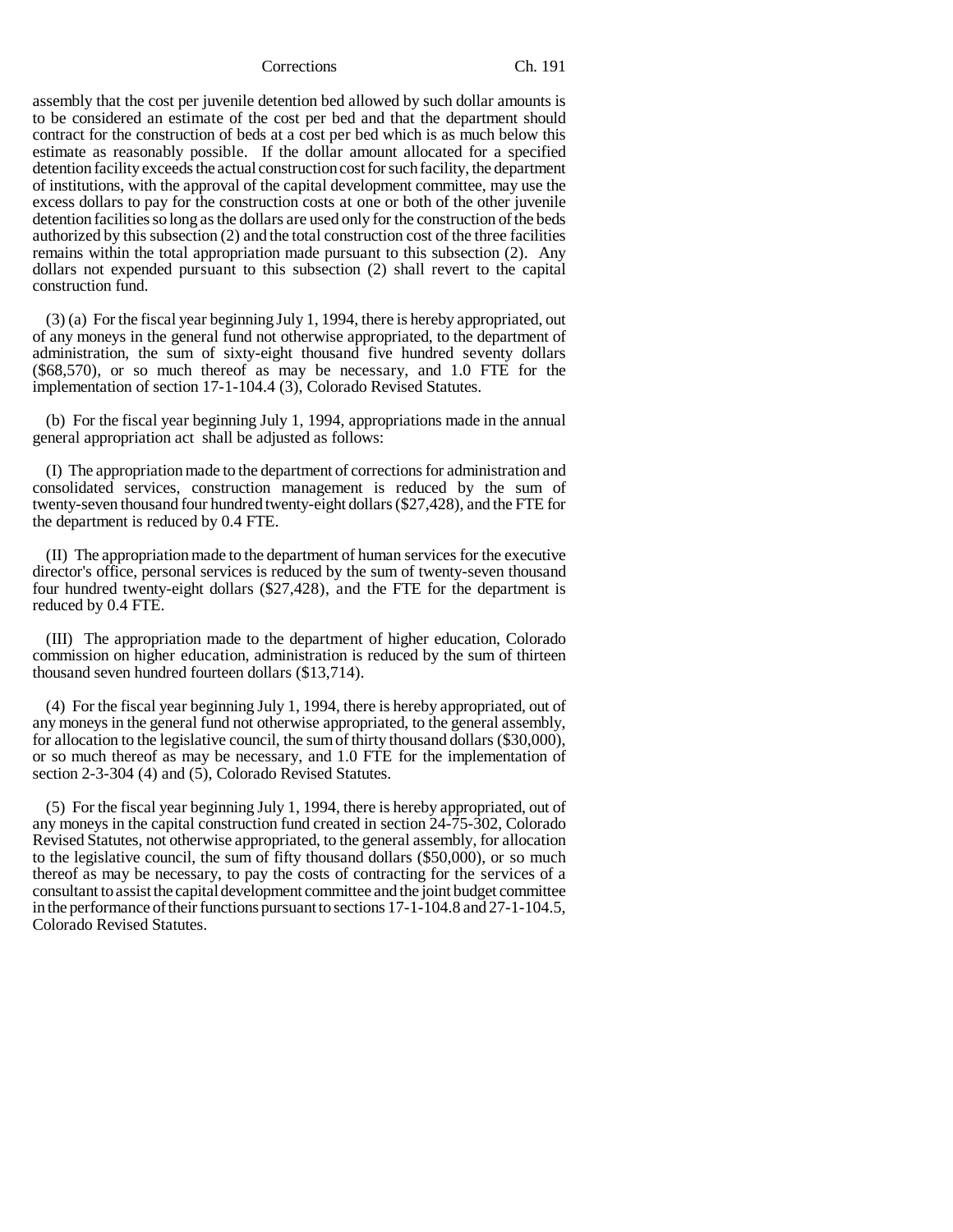assembly that the cost per juvenile detention bed allowed by such dollar amounts is to be considered an estimate of the cost per bed and that the department should contract for the construction of beds at a cost per bed which is as much below this estimate as reasonably possible. If the dollar amount allocated for a specified detention facility exceeds the actual construction cost for such facility, the department of institutions, with the approval of the capital development committee, may use the excess dollars to pay for the construction costs at one or both of the other juvenile detention facilities so long as the dollars are used only for the construction of the beds authorized by this subsection (2) and the total construction cost of the three facilities remains within the total appropriation made pursuant to this subsection (2). Any dollars not expended pursuant to this subsection (2) shall revert to the capital construction fund.

(3) (a) For the fiscal year beginning July 1, 1994, there is hereby appropriated, out of any moneys in the general fund not otherwise appropriated, to the department of administration, the sum of sixty-eight thousand five hundred seventy dollars ($68,570), or so much thereof as may be necessary, and 1.0 FTE for the implementation of section 17-1-104.4 (3), Colorado Revised Statutes.

(b) For the fiscal year beginning July 1, 1994, appropriations made in the annual general appropriation act shall be adjusted as follows:

(I) The appropriation made to the department of corrections for administration and consolidated services, construction management is reduced by the sum of twenty-seven thousand four hundred twenty-eight dollars ($27,428), and the FTE for the department is reduced by 0.4 FTE.

(II) The appropriation made to the department of human services for the executive director's office, personal services is reduced by the sum of twenty-seven thousand four hundred twenty-eight dollars ($27,428), and the FTE for the department is reduced by 0.4 FTE.

(III) The appropriation made to the department of higher education, Colorado commission on higher education, administration is reduced by the sum of thirteen thousand seven hundred fourteen dollars ($13,714).

(4) For the fiscal year beginning July 1, 1994, there is hereby appropriated, out of any moneys in the general fund not otherwise appropriated, to the general assembly, for allocation to the legislative council, the sum of thirty thousand dollars ($30,000), or so much thereof as may be necessary, and 1.0 FTE for the implementation of section 2-3-304 (4) and (5), Colorado Revised Statutes.

(5) For the fiscal year beginning July 1, 1994, there is hereby appropriated, out of any moneys in the capital construction fund created in section 24-75-302, Colorado Revised Statutes, not otherwise appropriated, to the general assembly, for allocation to the legislative council, the sum of fifty thousand dollars ($50,000), or so much thereof as may be necessary, to pay the costs of contracting for the services of a consultant to assist the capital development committee and the joint budget committee in the performance of their functions pursuant to sections 17-1-104.8 and 27-1-104.5, Colorado Revised Statutes.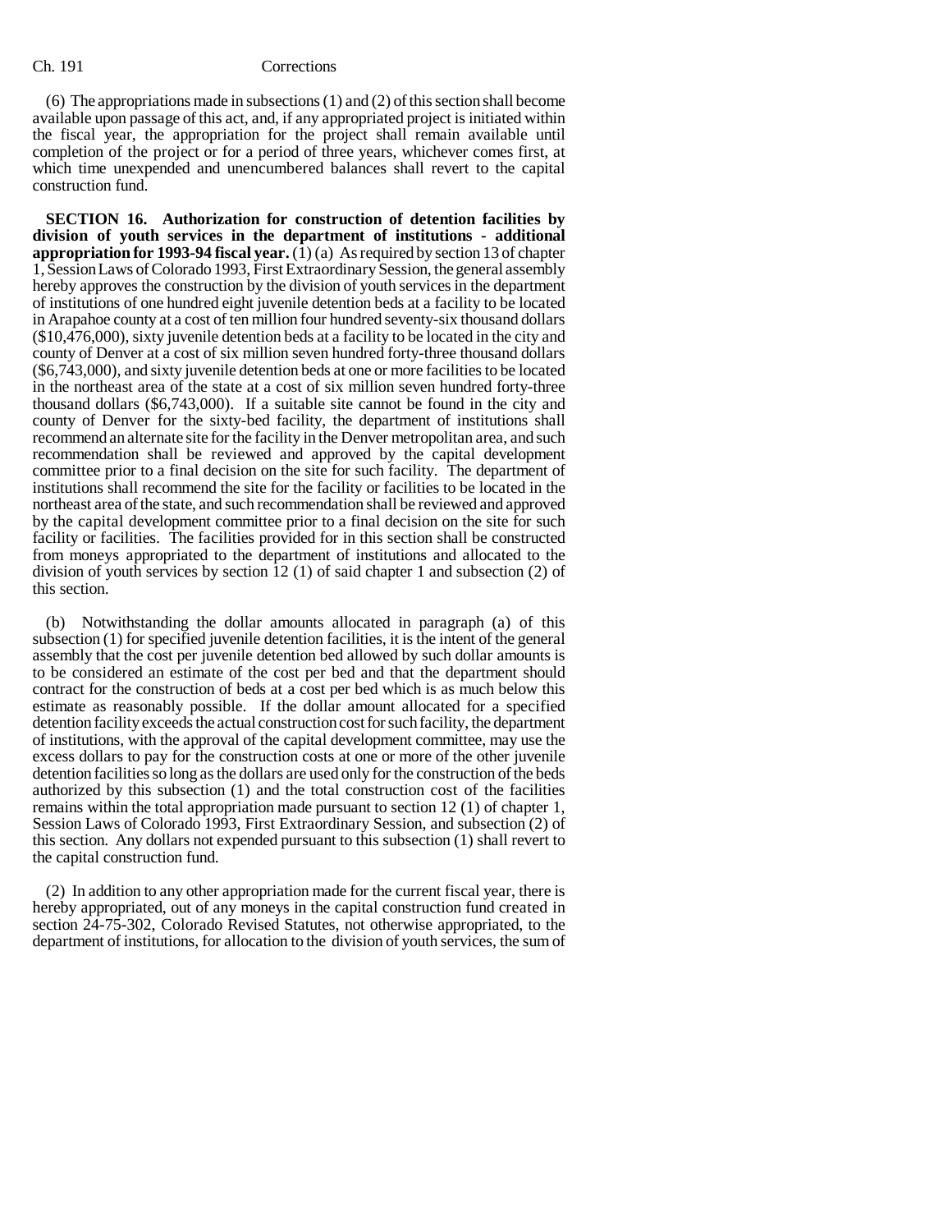(6) The appropriations made in subsections (1) and (2) of this section shall become available upon passage of this act, and, if any appropriated project is initiated within the fiscal year, the appropriation for the project shall remain available until completion of the project or for a period of three years, whichever comes first, at which time unexpended and unencumbered balances shall revert to the capital construction fund.

**SECTION 16. Authorization for construction of detention facilities by division of youth services in the department of institutions - additional appropriation for 1993-94 fiscal year.** (1) (a) As required by section 13 of chapter 1, Session Laws of Colorado 1993, First Extraordinary Session, the general assembly hereby approves the construction by the division of youth services in the department of institutions of one hundred eight juvenile detention beds at a facility to be located in Arapahoe county at a cost of ten million four hundred seventy-six thousand dollars ($10,476,000), sixty juvenile detention beds at a facility to be located in the city and county of Denver at a cost of six million seven hundred forty-three thousand dollars ($6,743,000), and sixty juvenile detention beds at one or more facilities to be located in the northeast area of the state at a cost of six million seven hundred forty-three thousand dollars ($6,743,000). If a suitable site cannot be found in the city and county of Denver for the sixty-bed facility, the department of institutions shall recommend an alternate site for the facility in the Denver metropolitan area, and such recommendation shall be reviewed and approved by the capital development committee prior to a final decision on the site for such facility. The department of institutions shall recommend the site for the facility or facilities to be located in the northeast area of the state, and such recommendation shall be reviewed and approved by the capital development committee prior to a final decision on the site for such facility or facilities. The facilities provided for in this section shall be constructed from moneys appropriated to the department of institutions and allocated to the division of youth services by section 12 (1) of said chapter 1 and subsection (2) of this section.

(b) Notwithstanding the dollar amounts allocated in paragraph (a) of this subsection (1) for specified juvenile detention facilities, it is the intent of the general assembly that the cost per juvenile detention bed allowed by such dollar amounts is to be considered an estimate of the cost per bed and that the department should contract for the construction of beds at a cost per bed which is as much below this estimate as reasonably possible. If the dollar amount allocated for a specified detention facility exceeds the actual construction cost for such facility, the department of institutions, with the approval of the capital development committee, may use the excess dollars to pay for the construction costs at one or more of the other juvenile detention facilities so long as the dollars are used only for the construction of the beds authorized by this subsection (1) and the total construction cost of the facilities remains within the total appropriation made pursuant to section 12 (1) of chapter 1, Session Laws of Colorado 1993, First Extraordinary Session, and subsection (2) of this section. Any dollars not expended pursuant to this subsection (1) shall revert to the capital construction fund.

(2) In addition to any other appropriation made for the current fiscal year, there is hereby appropriated, out of any moneys in the capital construction fund created in section 24-75-302, Colorado Revised Statutes, not otherwise appropriated, to the department of institutions, for allocation to the division of youth services, the sum of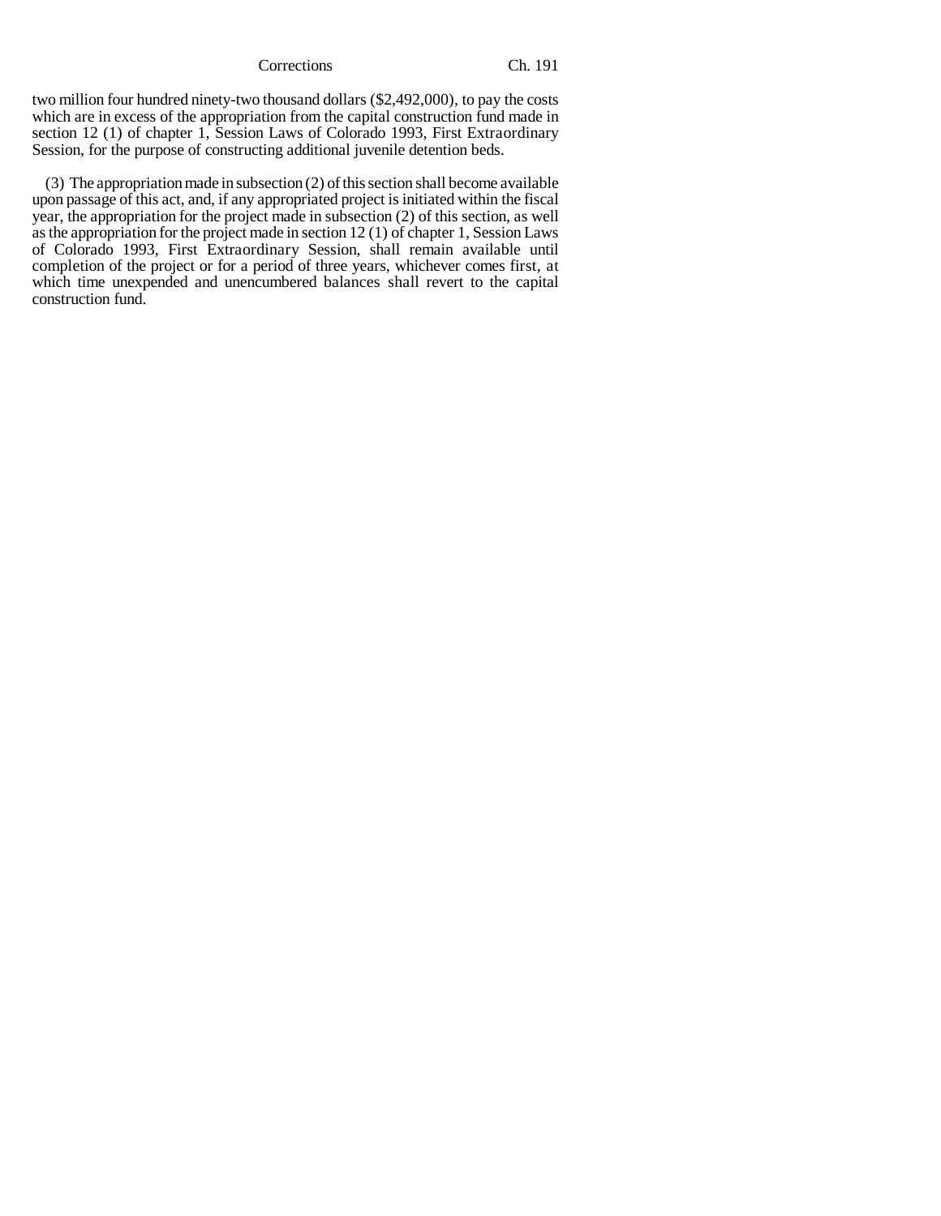two million four hundred ninety-two thousand dollars ($2,492,000), to pay the costs which are in excess of the appropriation from the capital construction fund made in section 12 (1) of chapter 1, Session Laws of Colorado 1993, First Extraordinary Session, for the purpose of constructing additional juvenile detention beds.

(3) The appropriation made in subsection (2) of this section shall become available upon passage of this act, and, if any appropriated project is initiated within the fiscal year, the appropriation for the project made in subsection (2) of this section, as well as the appropriation for the project made in section 12 (1) of chapter 1, Session Laws of Colorado 1993, First Extraordinary Session, shall remain available until completion of the project or for a period of three years, whichever comes first, at which time unexpended and unencumbered balances shall revert to the capital construction fund.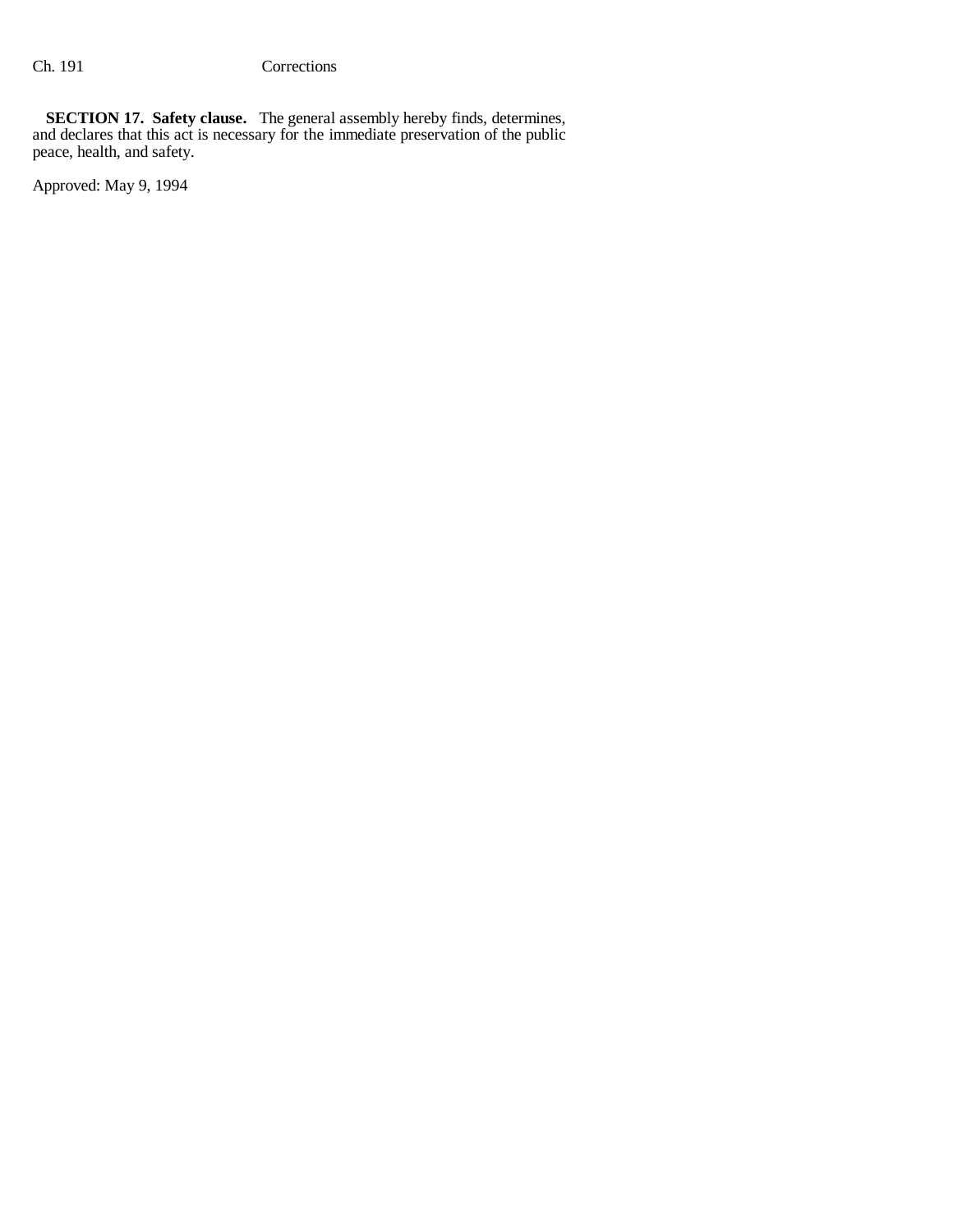**SECTION 17. Safety clause.** The general assembly hereby finds, determines, and declares that this act is necessary for the immediate preservation of the public peace, health, and safety.

Approved: May 9, 1994